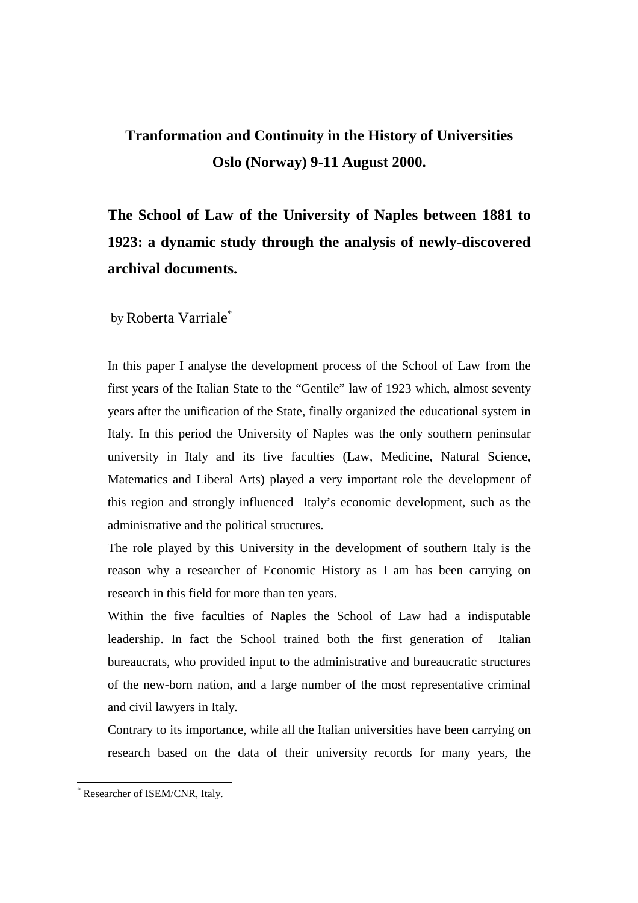**Tranformation and Continuity in the History of Universities**
**Oslo (Norway) 9-11 August 2000.**

# The School of Law of the University of Naples between 1881 to 1923: a dynamic study through the analysis of newly-discovered archival documents.

by Roberta Varriale[*]

In this paper I analyse the development process of the School of Law from the first years of the Italian State to the "Gentile" law of 1923 which, almost seventy years after the unification of the State, finally organized the educational system in Italy. In this period the University of Naples was the only southern peninsular university in Italy and its five faculties (Law, Medicine, Natural Science, Matematics and Liberal Arts) played a very important role the development of this region and strongly influenced Italy's economic development, such as the administrative and the political structures.

The role played by this University in the development of southern Italy is the reason why a researcher of Economic History as I am has been carrying on research in this field for more than ten years.

Within the five faculties of Naples the School of Law had a indisputable leadership. In fact the School trained both the first generation of Italian bureaucrats, who provided input to the administrative and bureaucratic structures of the new-born nation, and a large number of the most representative criminal and civil lawyers in Italy.

Contrary to its importance, while all the Italian universities have been carrying on research based on the data of their university records for many years, the

---

[*] Researcher of ISEM/CNR, Italy.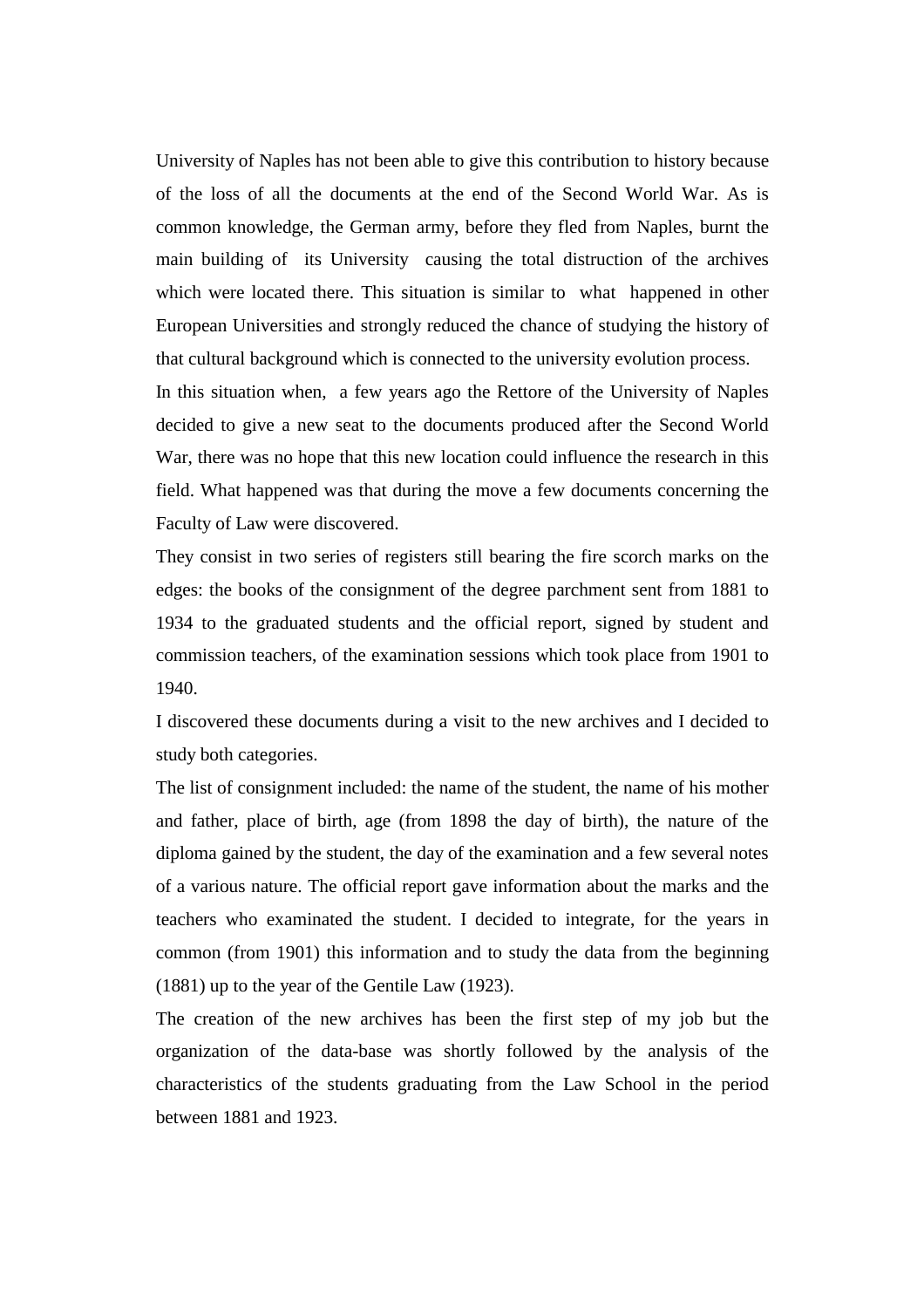University of Naples has not been able to give this contribution to history because of the loss of all the documents at the end of the Second World War. As is common knowledge, the German army, before they fled from Naples, burnt the main building of its University causing the total distruction of the archives which were located there. This situation is similar to what happened in other European Universities and strongly reduced the chance of studying the history of that cultural background which is connected to the university evolution process.

In this situation when, a few years ago the Rettore of the University of Naples decided to give a new seat to the documents produced after the Second World War, there was no hope that this new location could influence the research in this field. What happened was that during the move a few documents concerning the Faculty of Law were discovered.

They consist in two series of registers still bearing the fire scorch marks on the edges: the books of the consignment of the degree parchment sent from 1881 to 1934 to the graduated students and the official report, signed by student and commission teachers, of the examination sessions which took place from 1901 to 1940.

I discovered these documents during a visit to the new archives and I decided to study both categories.

The list of consignment included: the name of the student, the name of his mother and father, place of birth, age (from 1898 the day of birth), the nature of the diploma gained by the student, the day of the examination and a few several notes of a various nature. The official report gave information about the marks and the teachers who examinated the student. I decided to integrate, for the years in common (from 1901) this information and to study the data from the beginning (1881) up to the year of the Gentile Law (1923).

The creation of the new archives has been the first step of my job but the organization of the data-base was shortly followed by the analysis of the characteristics of the students graduating from the Law School in the period between 1881 and 1923.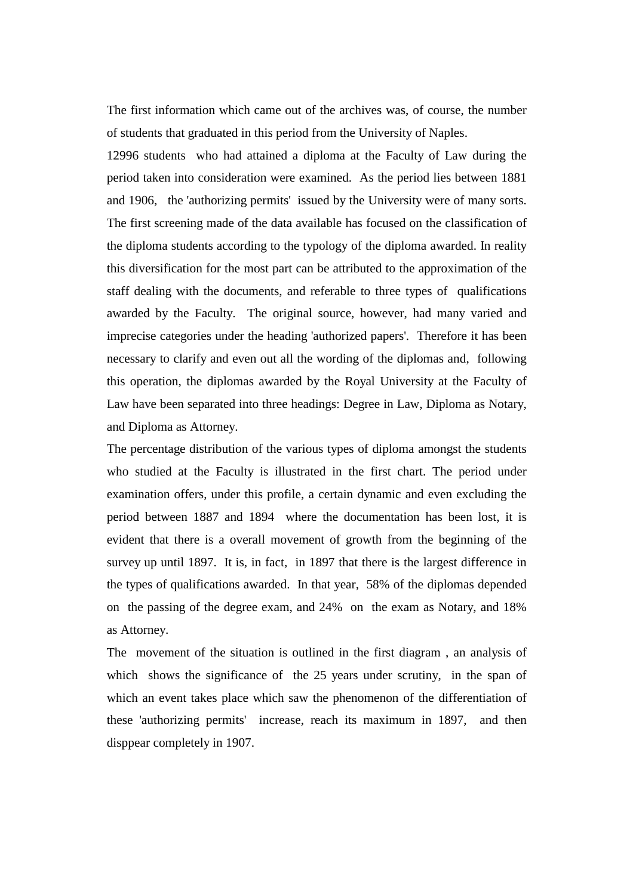The first information which came out of the archives was, of course, the number of students that graduated in this period from the University of Naples.

12996 students who had attained a diploma at the Faculty of Law during the period taken into consideration were examined. As the period lies between 1881 and 1906, the 'authorizing permits' issued by the University were of many sorts. The first screening made of the data available has focused on the classification of the diploma students according to the typology of the diploma awarded. In reality this diversification for the most part can be attributed to the approximation of the staff dealing with the documents, and referable to three types of qualifications awarded by the Faculty. The original source, however, had many varied and imprecise categories under the heading 'authorized papers'. Therefore it has been necessary to clarify and even out all the wording of the diplomas and, following this operation, the diplomas awarded by the Royal University at the Faculty of Law have been separated into three headings: Degree in Law, Diploma as Notary, and Diploma as Attorney.

The percentage distribution of the various types of diploma amongst the students who studied at the Faculty is illustrated in the first chart. The period under examination offers, under this profile, a certain dynamic and even excluding the period between 1887 and 1894 where the documentation has been lost, it is evident that there is a overall movement of growth from the beginning of the survey up until 1897. It is, in fact, in 1897 that there is the largest difference in the types of qualifications awarded. In that year, 58% of the diplomas depended on the passing of the degree exam, and 24% on the exam as Notary, and 18% as Attorney.

The movement of the situation is outlined in the first diagram , an analysis of which shows the significance of the 25 years under scrutiny, in the span of which an event takes place which saw the phenomenon of the differentiation of these 'authorizing permits' increase, reach its maximum in 1897, and then disppear completely in 1907.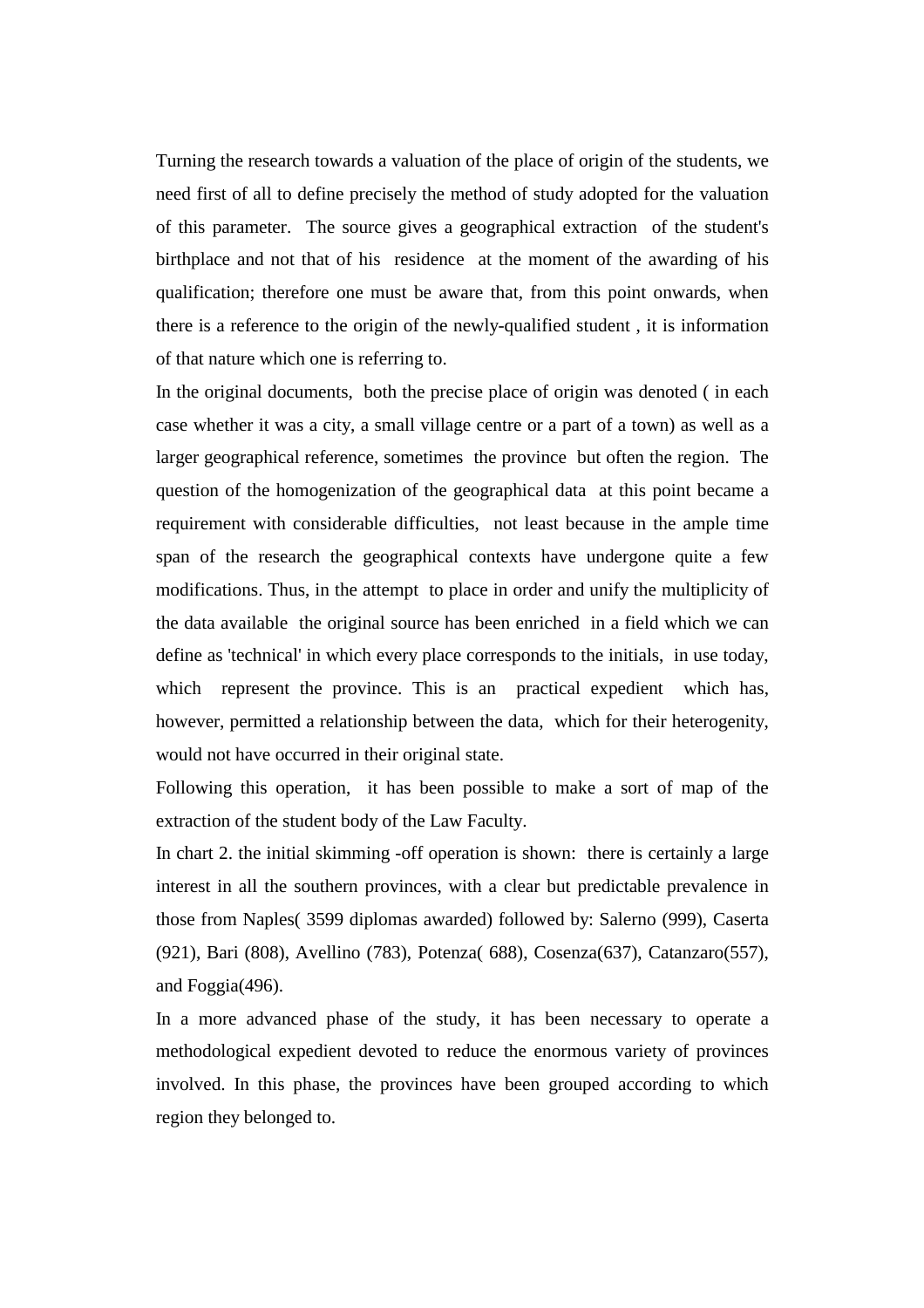Turning the research towards a valuation of the place of origin of the students, we need first of all to define precisely the method of study adopted for the valuation of this parameter. The source gives a geographical extraction of the student's birthplace and not that of his residence at the moment of the awarding of his qualification; therefore one must be aware that, from this point onwards, when there is a reference to the origin of the newly-qualified student , it is information of that nature which one is referring to.

In the original documents, both the precise place of origin was denoted ( in each case whether it was a city, a small village centre or a part of a town) as well as a larger geographical reference, sometimes the province but often the region. The question of the homogenization of the geographical data at this point became a requirement with considerable difficulties, not least because in the ample time span of the research the geographical contexts have undergone quite a few modifications. Thus, in the attempt to place in order and unify the multiplicity of the data available the original source has been enriched in a field which we can define as 'technical' in which every place corresponds to the initials, in use today, which represent the province. This is an practical expedient which has, however, permitted a relationship between the data, which for their heterogenity, would not have occurred in their original state.

Following this operation, it has been possible to make a sort of map of the extraction of the student body of the Law Faculty.

In chart 2. the initial skimming -off operation is shown: there is certainly a large interest in all the southern provinces, with a clear but predictable prevalence in those from Naples( 3599 diplomas awarded) followed by: Salerno (999), Caserta (921), Bari (808), Avellino (783), Potenza( 688), Cosenza(637), Catanzaro(557), and Foggia(496).

In a more advanced phase of the study, it has been necessary to operate a methodological expedient devoted to reduce the enormous variety of provinces involved. In this phase, the provinces have been grouped according to which region they belonged to.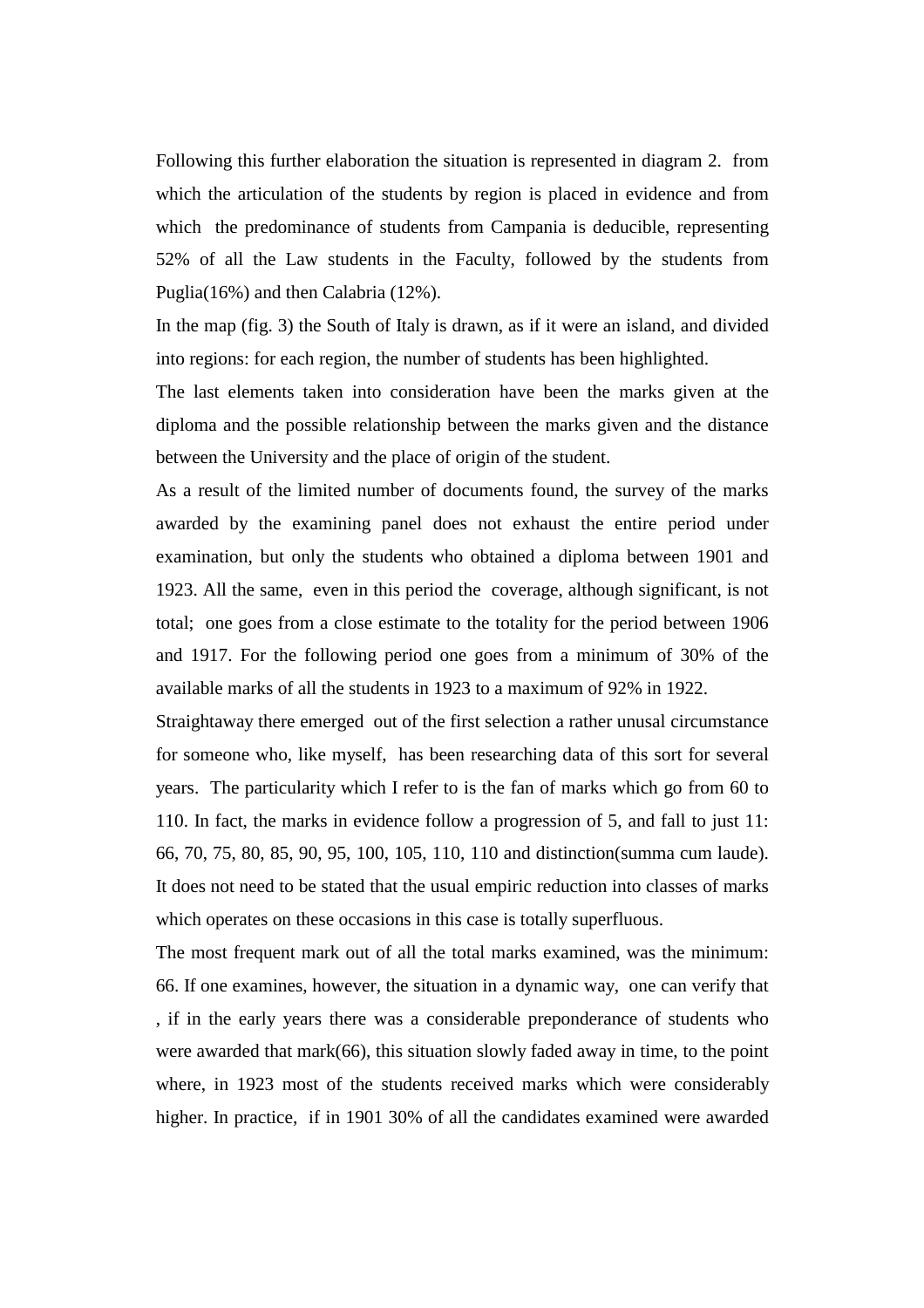Following this further elaboration the situation is represented in diagram 2. from which the articulation of the students by region is placed in evidence and from which the predominance of students from Campania is deducible, representing 52% of all the Law students in the Faculty, followed by the students from Puglia(16%) and then Calabria (12%).

In the map (fig. 3) the South of Italy is drawn, as if it were an island, and divided into regions: for each region, the number of students has been highlighted.

The last elements taken into consideration have been the marks given at the diploma and the possible relationship between the marks given and the distance between the University and the place of origin of the student.

As a result of the limited number of documents found, the survey of the marks awarded by the examining panel does not exhaust the entire period under examination, but only the students who obtained a diploma between 1901 and 1923. All the same, even in this period the coverage, although significant, is not total; one goes from a close estimate to the totality for the period between 1906 and 1917. For the following period one goes from a minimum of 30% of the available marks of all the students in 1923 to a maximum of 92% in 1922.

Straightaway there emerged out of the first selection a rather unusal circumstance for someone who, like myself, has been researching data of this sort for several years. The particularity which I refer to is the fan of marks which go from 60 to 110. In fact, the marks in evidence follow a progression of 5, and fall to just 11: 66, 70, 75, 80, 85, 90, 95, 100, 105, 110, 110 and distinction(summa cum laude). It does not need to be stated that the usual empiric reduction into classes of marks which operates on these occasions in this case is totally superfluous.

The most frequent mark out of all the total marks examined, was the minimum: 66. If one examines, however, the situation in a dynamic way, one can verify that , if in the early years there was a considerable preponderance of students who were awarded that mark(66), this situation slowly faded away in time, to the point where, in 1923 most of the students received marks which were considerably higher. In practice, if in 1901 30% of all the candidates examined were awarded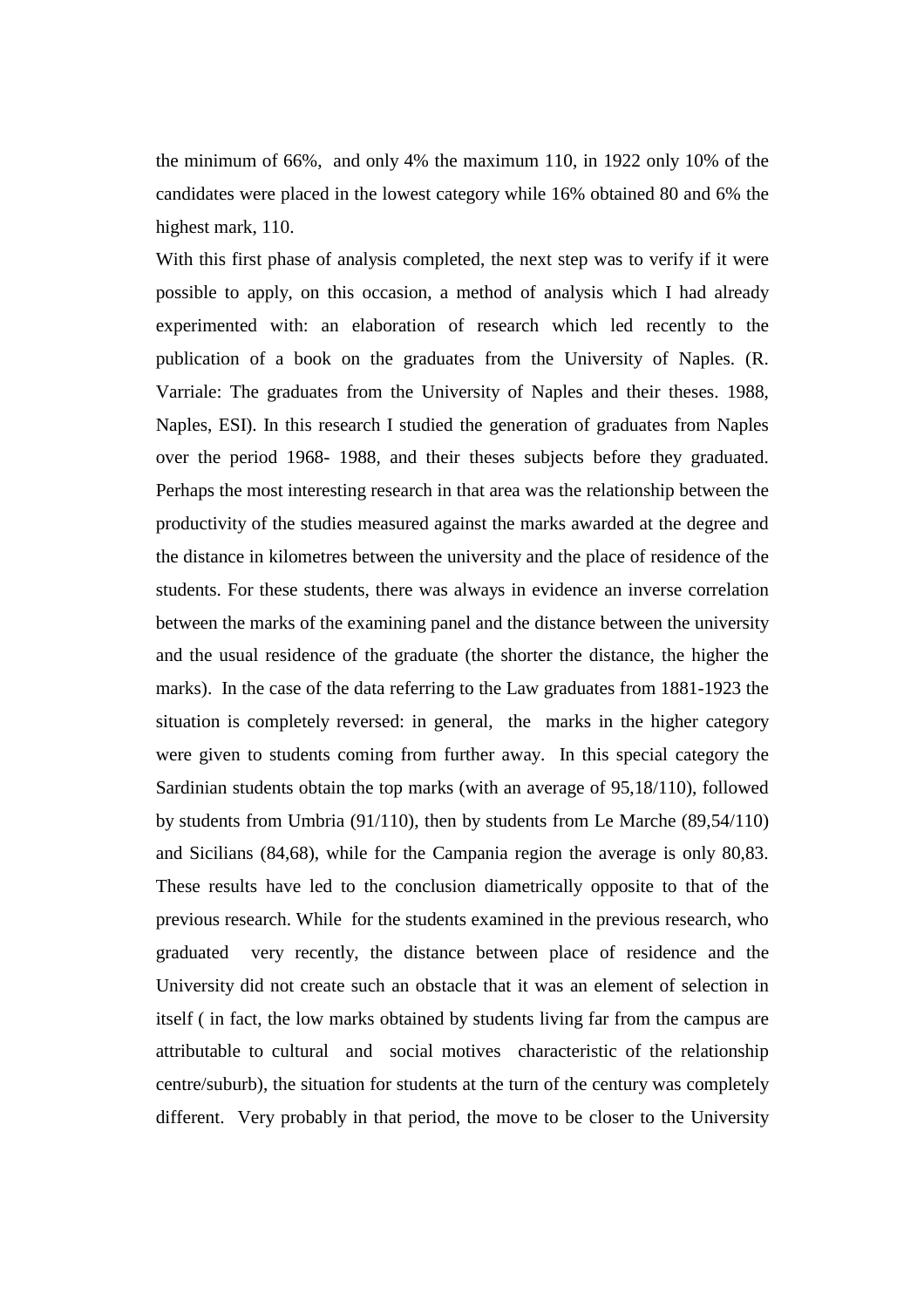the minimum of 66%, and only 4% the maximum 110, in 1922 only 10% of the candidates were placed in the lowest category while 16% obtained 80 and 6% the highest mark, 110.

With this first phase of analysis completed, the next step was to verify if it were possible to apply, on this occasion, a method of analysis which I had already experimented with: an elaboration of research which led recently to the publication of a book on the graduates from the University of Naples. (R. Varriale: The graduates from the University of Naples and their theses. 1988, Naples, ESI). In this research I studied the generation of graduates from Naples over the period 1968- 1988, and their theses subjects before they graduated. Perhaps the most interesting research in that area was the relationship between the productivity of the studies measured against the marks awarded at the degree and the distance in kilometres between the university and the place of residence of the students. For these students, there was always in evidence an inverse correlation between the marks of the examining panel and the distance between the university and the usual residence of the graduate (the shorter the distance, the higher the marks). In the case of the data referring to the Law graduates from 1881-1923 the situation is completely reversed: in general, the marks in the higher category were given to students coming from further away. In this special category the Sardinian students obtain the top marks (with an average of 95,18/110), followed by students from Umbria (91/110), then by students from Le Marche (89,54/110) and Sicilians (84,68), while for the Campania region the average is only 80,83. These results have led to the conclusion diametrically opposite to that of the previous research. While for the students examined in the previous research, who graduated very recently, the distance between place of residence and the University did not create such an obstacle that it was an element of selection in itself ( in fact, the low marks obtained by students living far from the campus are attributable to cultural and social motives characteristic of the relationship centre/suburb), the situation for students at the turn of the century was completely different. Very probably in that period, the move to be closer to the University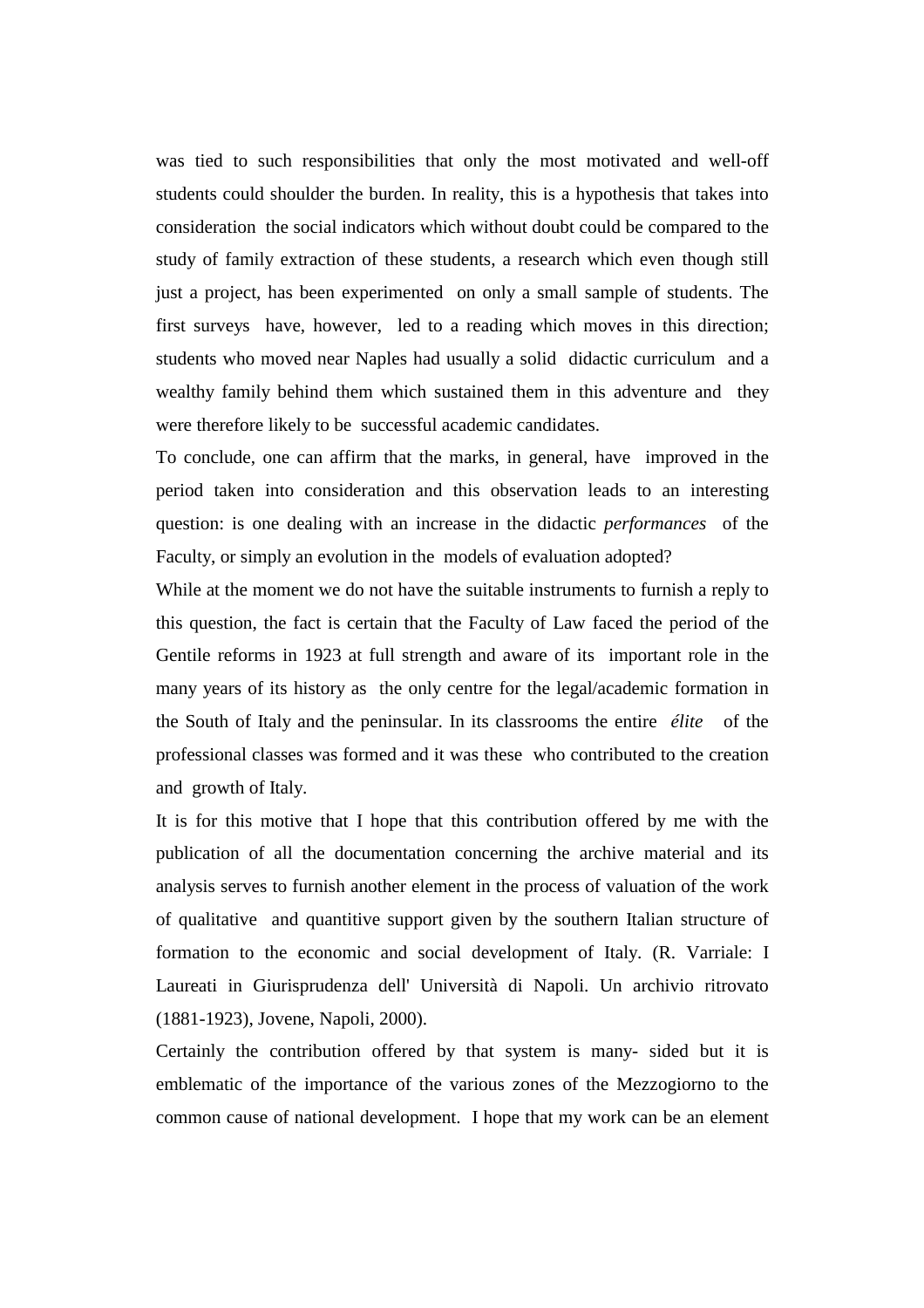was tied to such responsibilities that only the most motivated and well-off students could shoulder the burden. In reality, this is a hypothesis that takes into consideration the social indicators which without doubt could be compared to the study of family extraction of these students, a research which even though still just a project, has been experimented on only a small sample of students. The first surveys have, however, led to a reading which moves in this direction; students who moved near Naples had usually a solid didactic curriculum and a wealthy family behind them which sustained them in this adventure and they were therefore likely to be successful academic candidates.

To conclude, one can affirm that the marks, in general, have improved in the period taken into consideration and this observation leads to an interesting question: is one dealing with an increase in the didactic *performances* of the Faculty, or simply an evolution in the models of evaluation adopted?

While at the moment we do not have the suitable instruments to furnish a reply to this question, the fact is certain that the Faculty of Law faced the period of the Gentile reforms in 1923 at full strength and aware of its important role in the many years of its history as the only centre for the legal/academic formation in the South of Italy and the peninsular. In its classrooms the entire *élite* of the professional classes was formed and it was these who contributed to the creation and growth of Italy.

It is for this motive that I hope that this contribution offered by me with the publication of all the documentation concerning the archive material and its analysis serves to furnish another element in the process of valuation of the work of qualitative and quantitive support given by the southern Italian structure of formation to the economic and social development of Italy. (R. Varriale: I Laureati in Giurisprudenza dell' Università di Napoli. Un archivio ritrovato (1881-1923), Jovene, Napoli, 2000).

Certainly the contribution offered by that system is many- sided but it is emblematic of the importance of the various zones of the Mezzogiorno to the common cause of national development. I hope that my work can be an element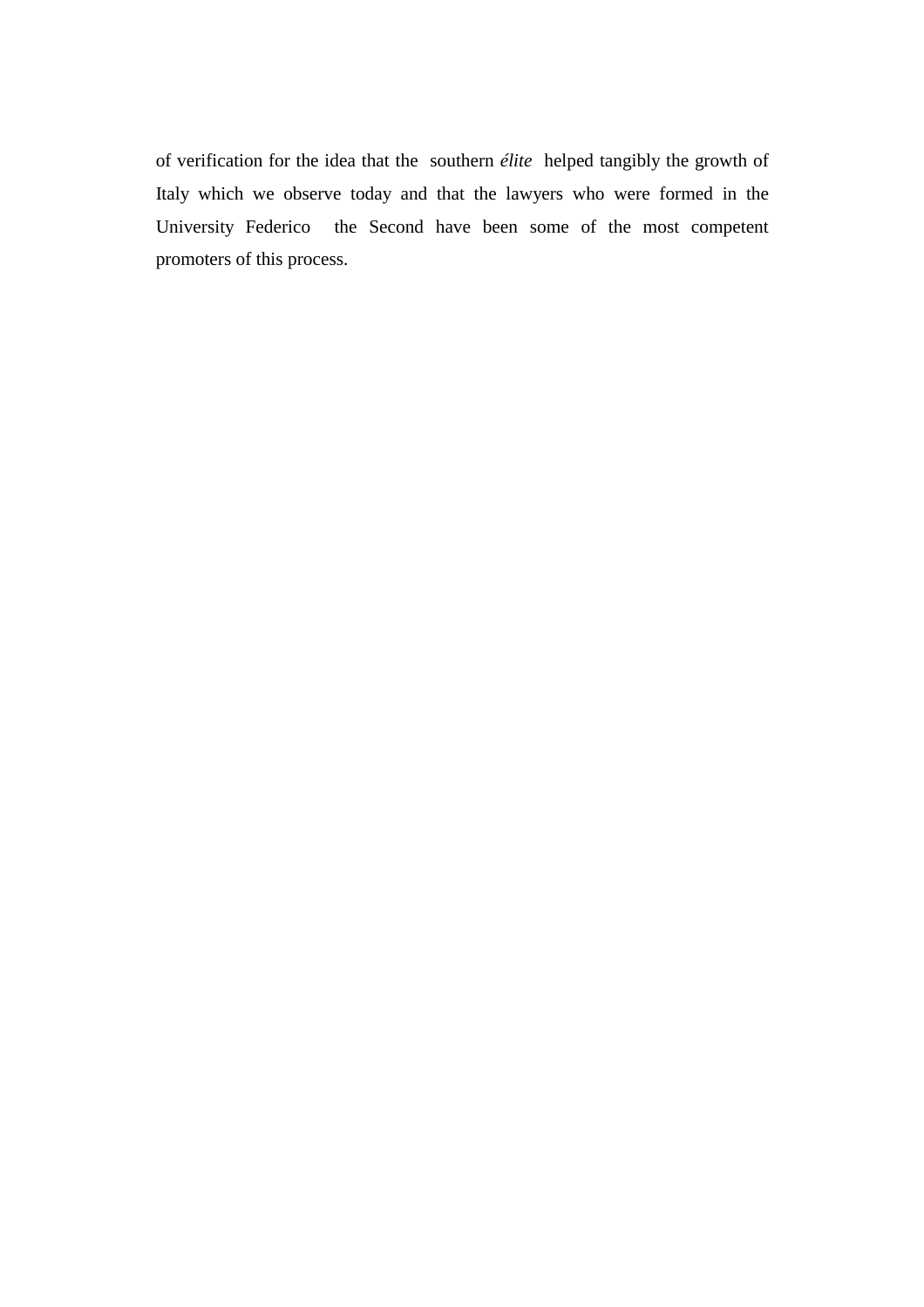of verification for the idea that the southern *élite* helped tangibly the growth of Italy which we observe today and that the lawyers who were formed in the University Federico the Second have been some of the most competent promoters of this process.